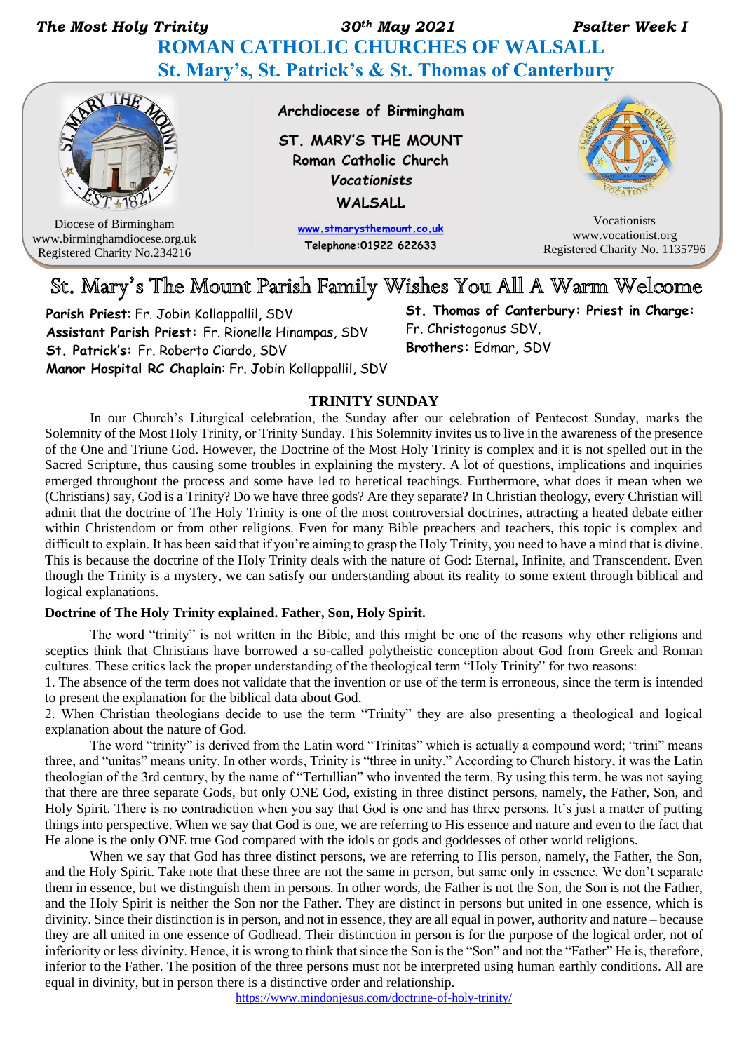*The Most Holy Trinity* *30th May 2021* *Psalter Week I*

# ROMAN CATHOLIC CHURCHES OF WALSALL
## St. Mary's, St. Patrick's & St. Thomas of Canterbury

Diocese of Birmingham
www.birminghamdiocese.org.uk
Registered Charity No.234216

**Archdiocese of Birmingham**

**ST. MARY'S THE MOUNT**
**Roman Catholic Church**
***Vocationists***
**WALSALL**

www.stmarysthemount.co.uk
**Telephone:01922 622633**

Vocationists
www.vocationist.org
Registered Charity No. 1135796

## St. Mary's The Mount Parish Family Wishes You All A Warm Welcome

**Parish Priest**: Fr. Jobin Kollappallil, SDV
**Assistant Parish Priest:** Fr. Rionelle Hinampas, SDV
**St. Patrick's:** Fr. Roberto Ciardo, SDV
**Manor Hospital RC Chaplain**: Fr. Jobin Kollappallil, SDV

**St. Thomas of Canterbury: Priest in Charge:** Fr. Christogonus SDV,
**Brothers:** Edmar, SDV

### TRINITY SUNDAY

In our Church's Liturgical celebration, the Sunday after our celebration of Pentecost Sunday, marks the Solemnity of the Most Holy Trinity, or Trinity Sunday. This Solemnity invites us to live in the awareness of the presence of the One and Triune God. However, the Doctrine of the Most Holy Trinity is complex and it is not spelled out in the Sacred Scripture, thus causing some troubles in explaining the mystery. A lot of questions, implications and inquiries emerged throughout the process and some have led to heretical teachings. Furthermore, what does it mean when we (Christians) say, God is a Trinity? Do we have three gods? Are they separate? In Christian theology, every Christian will admit that the doctrine of The Holy Trinity is one of the most controversial doctrines, attracting a heated debate either within Christendom or from other religions. Even for many Bible preachers and teachers, this topic is complex and difficult to explain. It has been said that if you're aiming to grasp the Holy Trinity, you need to have a mind that is divine. This is because the doctrine of the Holy Trinity deals with the nature of God: Eternal, Infinite, and Transcendent. Even though the Trinity is a mystery, we can satisfy our understanding about its reality to some extent through biblical and logical explanations.

**Doctrine of The Holy Trinity explained. Father, Son, Holy Spirit.**

The word "trinity" is not written in the Bible, and this might be one of the reasons why other religions and sceptics think that Christians have borrowed a so-called polytheistic conception about God from Greek and Roman cultures. These critics lack the proper understanding of the theological term "Holy Trinity" for two reasons:

1. The absence of the term does not validate that the invention or use of the term is erroneous, since the term is intended to present the explanation for the biblical data about God.
2. When Christian theologians decide to use the term "Trinity" they are also presenting a theological and logical explanation about the nature of God.

The word "trinity" is derived from the Latin word "Trinitas" which is actually a compound word; "trini" means three, and "unitas" means unity. In other words, Trinity is "three in unity." According to Church history, it was the Latin theologian of the 3rd century, by the name of "Tertullian" who invented the term. By using this term, he was not saying that there are three separate Gods, but only ONE God, existing in three distinct persons, namely, the Father, Son, and Holy Spirit. There is no contradiction when you say that God is one and has three persons. It's just a matter of putting things into perspective. When we say that God is one, we are referring to His essence and nature and even to the fact that He alone is the only ONE true God compared with the idols or gods and goddesses of other world religions.

When we say that God has three distinct persons, we are referring to His person, namely, the Father, the Son, and the Holy Spirit. Take note that these three are not the same in person, but same only in essence. We don't separate them in essence, but we distinguish them in persons. In other words, the Father is not the Son, the Son is not the Father, and the Holy Spirit is neither the Son nor the Father. They are distinct in persons but united in one essence, which is divinity. Since their distinction is in person, and not in essence, they are all equal in power, authority and nature – because they are all united in one essence of Godhead. Their distinction in person is for the purpose of the logical order, not of inferiority or less divinity. Hence, it is wrong to think that since the Son is the "Son" and not the "Father" He is, therefore, inferior to the Father. The position of the three persons must not be interpreted using human earthly conditions. All are equal in divinity, but in person there is a distinctive order and relationship.

https://www.mindonjesus.com/doctrine-of-holy-trinity/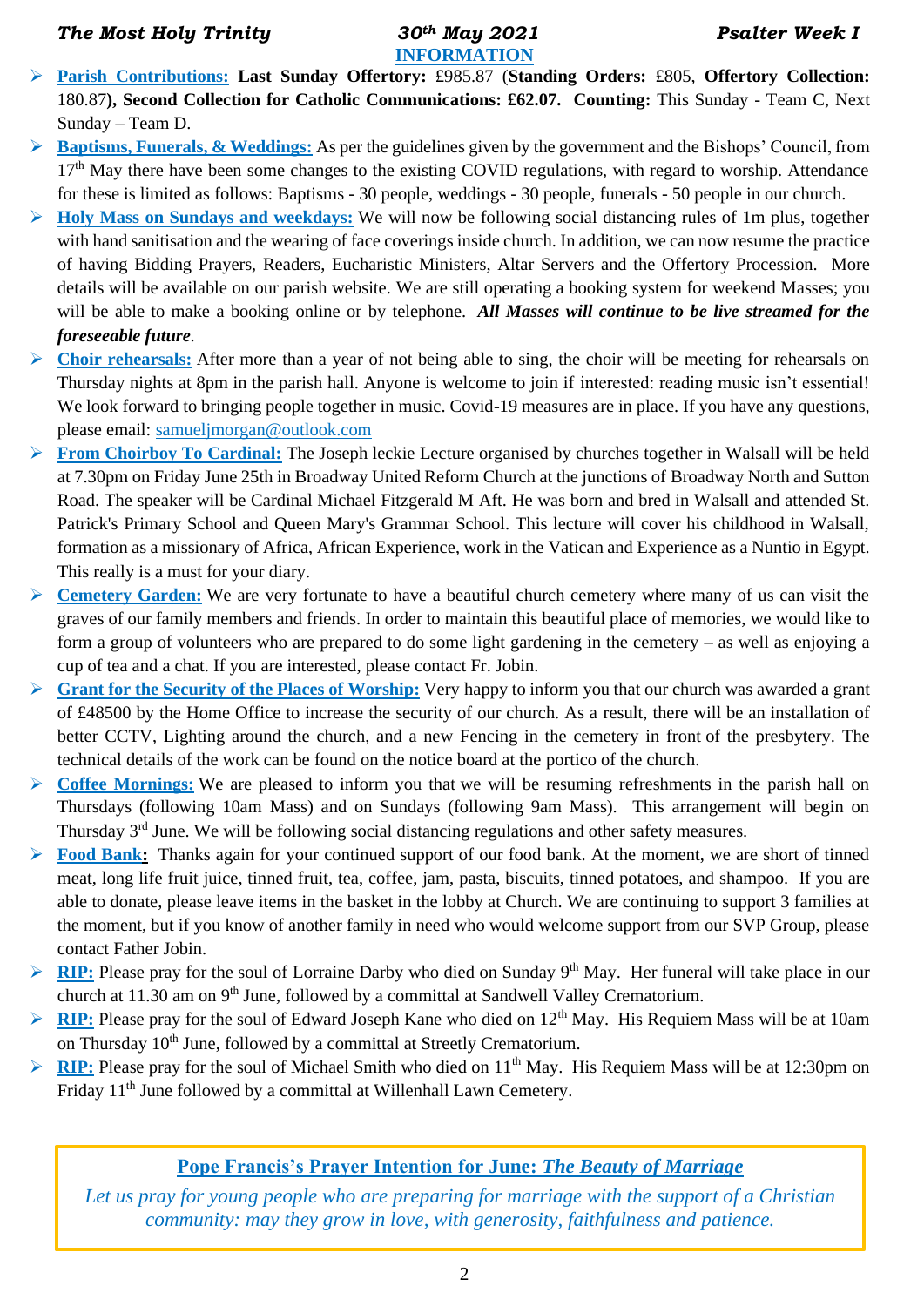## INFORMATION

- **Parish Contributions:** **Last Sunday Offertory:** £985.87 (**Standing Orders:** £805, **Offertory Collection:** 180.87**), Second Collection for Catholic Communications: £62.07. Counting:** This Sunday - Team C, Next Sunday – Team D.
- **Baptisms, Funerals, & Weddings:** As per the guidelines given by the government and the Bishops' Council, from 17th May there have been some changes to the existing COVID regulations, with regard to worship. Attendance for these is limited as follows: Baptisms - 30 people, weddings - 30 people, funerals - 50 people in our church.
- **Holy Mass on Sundays and weekdays:** We will now be following social distancing rules of 1m plus, together with hand sanitisation and the wearing of face coverings inside church. In addition, we can now resume the practice of having Bidding Prayers, Readers, Eucharistic Ministers, Altar Servers and the Offertory Procession. More details will be available on our parish website. We are still operating a booking system for weekend Masses; you will be able to make a booking online or by telephone. ***All Masses will continue to be live streamed for the foreseeable future***.
- **Choir rehearsals:** After more than a year of not being able to sing, the choir will be meeting for rehearsals on Thursday nights at 8pm in the parish hall. Anyone is welcome to join if interested: reading music isn't essential! We look forward to bringing people together in music. Covid-19 measures are in place. If you have any questions, please email: samueljmorgan@outlook.com
- **From Choirboy To Cardinal:** The Joseph leckie Lecture organised by churches together in Walsall will be held at 7.30pm on Friday June 25th in Broadway United Reform Church at the junctions of Broadway North and Sutton Road. The speaker will be Cardinal Michael Fitzgerald M Aft. He was born and bred in Walsall and attended St. Patrick's Primary School and Queen Mary's Grammar School. This lecture will cover his childhood in Walsall, formation as a missionary of Africa, African Experience, work in the Vatican and Experience as a Nuntio in Egypt. This really is a must for your diary.
- **Cemetery Garden:** We are very fortunate to have a beautiful church cemetery where many of us can visit the graves of our family members and friends. In order to maintain this beautiful place of memories, we would like to form a group of volunteers who are prepared to do some light gardening in the cemetery – as well as enjoying a cup of tea and a chat. If you are interested, please contact Fr. Jobin.
- **Grant for the Security of the Places of Worship:** Very happy to inform you that our church was awarded a grant of £48500 by the Home Office to increase the security of our church. As a result, there will be an installation of better CCTV, Lighting around the church, and a new Fencing in the cemetery in front of the presbytery. The technical details of the work can be found on the notice board at the portico of the church.
- **Coffee Mornings:** We are pleased to inform you that we will be resuming refreshments in the parish hall on Thursdays (following 10am Mass) and on Sundays (following 9am Mass). This arrangement will begin on Thursday 3rd June. We will be following social distancing regulations and other safety measures.
- **Food Bank:** Thanks again for your continued support of our food bank. At the moment, we are short of tinned meat, long life fruit juice, tinned fruit, tea, coffee, jam, pasta, biscuits, tinned potatoes, and shampoo. If you are able to donate, please leave items in the basket in the lobby at Church. We are continuing to support 3 families at the moment, but if you know of another family in need who would welcome support from our SVP Group, please contact Father Jobin.
- **RIP:** Please pray for the soul of Lorraine Darby who died on Sunday 9th May. Her funeral will take place in our church at 11.30 am on 9th June, followed by a committal at Sandwell Valley Crematorium.
- **RIP:** Please pray for the soul of Edward Joseph Kane who died on 12th May. His Requiem Mass will be at 10am on Thursday 10th June, followed by a committal at Streetly Crematorium.
- **RIP:** Please pray for the soul of Michael Smith who died on 11th May. His Requiem Mass will be at 12:30pm on Friday 11th June followed by a committal at Willenhall Lawn Cemetery.

**Pope Francis's Prayer Intention for June: *The Beauty of Marriage***

*Let us pray for young people who are preparing for marriage with the support of a Christian community: may they grow in love, with generosity, faithfulness and patience.*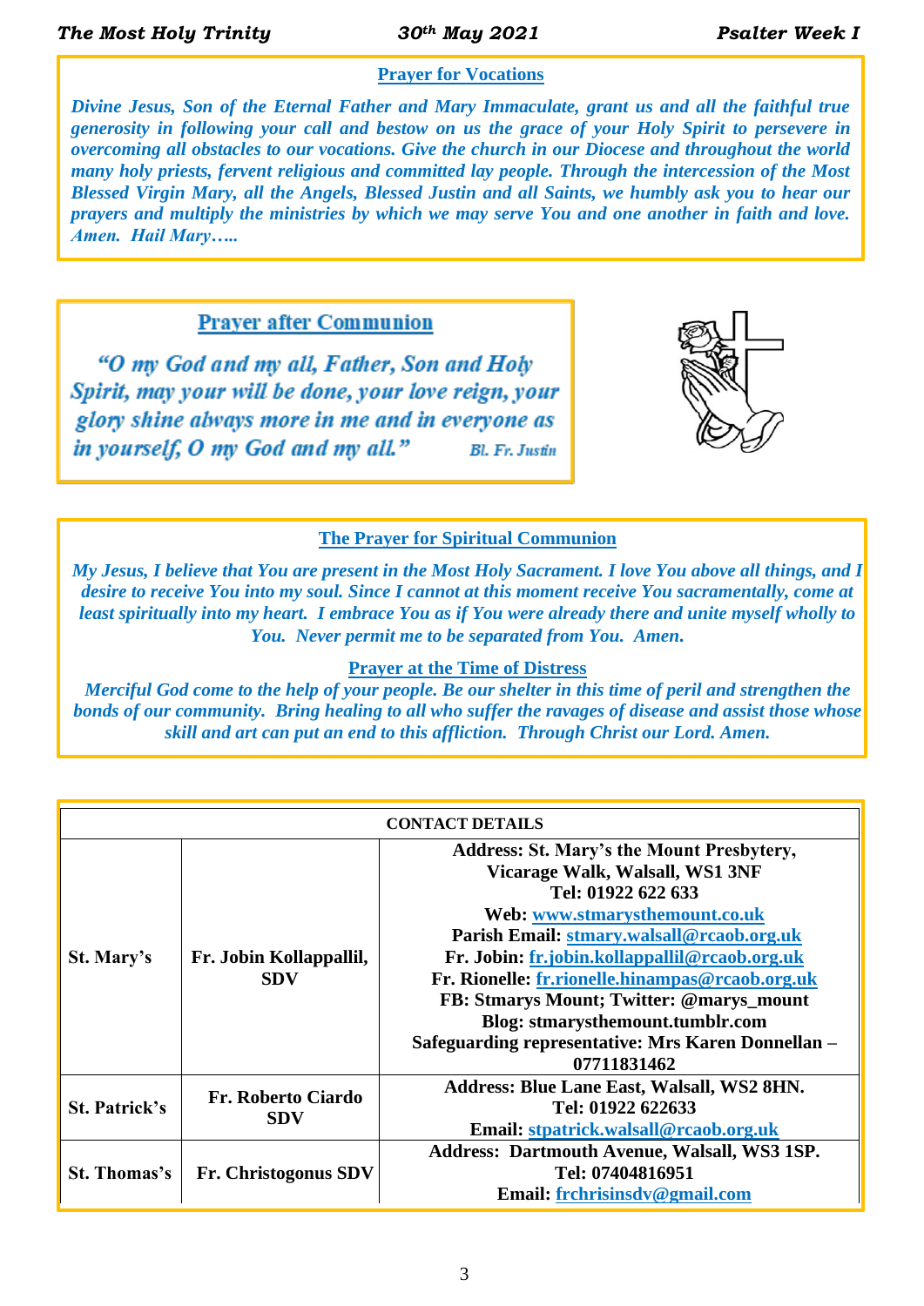## Prayer for Vocations

*Divine Jesus, Son of the Eternal Father and Mary Immaculate, grant us and all the faithful true generosity in following your call and bestow on us the grace of your Holy Spirit to persevere in overcoming all obstacles to our vocations. Give the church in our Diocese and throughout the world many holy priests, fervent religious and committed lay people. Through the intercession of the Most Blessed Virgin Mary, all the Angels, Blessed Justin and all Saints, we humbly ask you to hear our prayers and multiply the ministries by which we may serve You and one another in faith and love. Amen. Hail Mary…..*

## Prayer after Communion

*"O my God and my all, Father, Son and Holy Spirit, may your will be done, your love reign, your glory shine always more in me and in everyone as in yourself, O my God and my all."* *Bl. Fr. Justin*

## The Prayer for Spiritual Communion

*My Jesus, I believe that You are present in the Most Holy Sacrament. I love You above all things, and I desire to receive You into my soul. Since I cannot at this moment receive You sacramentally, come at least spiritually into my heart. I embrace You as if You were already there and unite myself wholly to You. Never permit me to be separated from You. Amen.*

## Prayer at the Time of Distress

*Merciful God come to the help of your people. Be our shelter in this time of peril and strengthen the bonds of our community. Bring healing to all who suffer the ravages of disease and assist those whose skill and art can put an end to this affliction. Through Christ our Lord. Amen.*

| CONTACT DETAILS | | |
|---|---|---|
| **St. Mary's** | **Fr. Jobin Kollappallil, SDV** | **Address: St. Mary's the Mount Presbytery, Vicarage Walk, Walsall, WS1 3NF**<br>**Tel: 01922 622 633**<br>**Web: www.stmarysthemount.co.uk**<br>**Parish Email: stmary.walsall@rcaob.org.uk**<br>**Fr. Jobin: fr.jobin.kollappallil@rcaob.org.uk**<br>**Fr. Rionelle: fr.rionelle.hinampas@rcaob.org.uk**<br>**FB: Stmarys Mount; Twitter: @marys_mount**<br>**Blog: stmarysthemount.tumblr.com**<br>**Safeguarding representative: Mrs Karen Donnellan – 07711831462** |
| **St. Patrick's** | **Fr. Roberto Ciardo SDV** | **Address: Blue Lane East, Walsall, WS2 8HN.**<br>**Tel: 01922 622633**<br>**Email: stpatrick.walsall@rcaob.org.uk** |
| **St. Thomas's** | **Fr. Christogonus SDV** | **Address: Dartmouth Avenue, Walsall, WS3 1SP.**<br>**Tel: 07404816951**<br>**Email: frchrisinsdv@gmail.com** |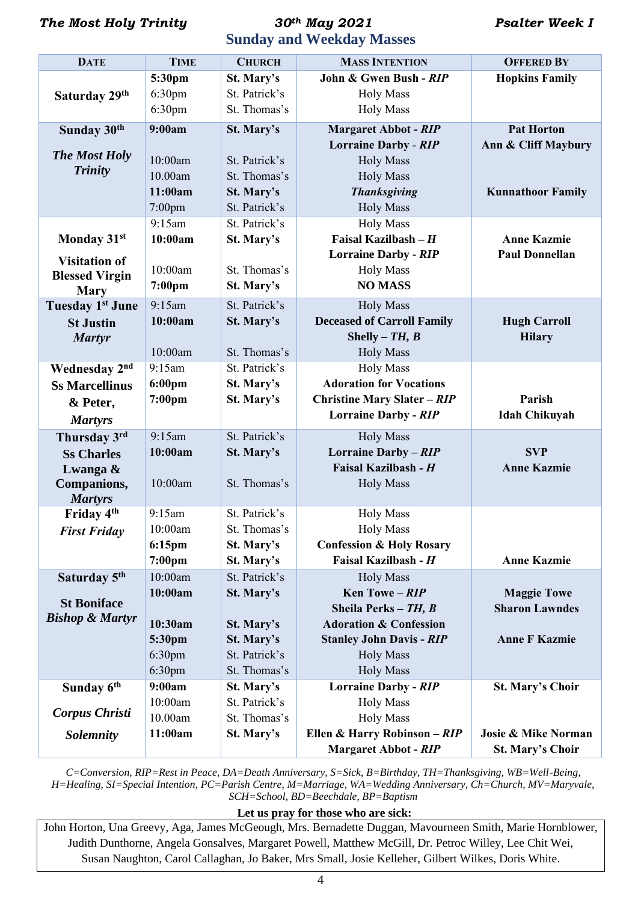*The Most Holy Trinity* — *30th May 2021* — *Psalter Week I*

## Sunday and Weekday Masses

| DATE | TIME | CHURCH | MASS INTENTION | OFFERED BY |
|---|---|---|---|---|
| **Saturday 29th** | **5:30pm** | **St. Mary's** | **John & Gwen Bush - *RIP*** | **Hopkins Family** |
| | 6:30pm | St. Patrick's | Holy Mass | |
| | 6:30pm | St. Thomas's | Holy Mass | |
| **Sunday 30th** *The Most Holy Trinity* | **9:00am** | **St. Mary's** | **Margaret Abbot - *RIP*** | **Pat Horton** |
| | | | **Lorraine Darby - *RIP*** | **Ann & Cliff Maybury** |
| | 10:00am | St. Patrick's | Holy Mass | |
| | 10.00am | St. Thomas's | Holy Mass | |
| | **11:00am** | **St. Mary's** | ***Thanksgiving*** | **Kunnathoor Family** |
| | 7:00pm | St. Patrick's | Holy Mass | |
| **Monday 31st** **Visitation of Blessed Virgin Mary** | 9:15am | St. Patrick's | Holy Mass | |
| | **10:00am** | **St. Mary's** | **Faisal Kazilbash – *H*** | **Anne Kazmie** |
| | | | **Lorraine Darby - *RIP*** | **Paul Donnellan** |
| | 10:00am | St. Thomas's | Holy Mass | |
| | **7:00pm** | **St. Mary's** | **NO MASS** | |
| **Tuesday 1st June** **St Justin** ***Martyr*** | 9:15am | St. Patrick's | Holy Mass | |
| | **10:00am** | **St. Mary's** | **Deceased of Carroll Family** | **Hugh Carroll** |
| | | | **Shelly – *TH, B*** | **Hilary** |
| | 10:00am | St. Thomas's | Holy Mass | |
| **Wednesday 2nd** **Ss Marcellinus & Peter,** ***Martyrs*** | 9:15am | St. Patrick's | Holy Mass | |
| | **6:00pm** | **St. Mary's** | **Adoration for Vocations** | |
| | **7:00pm** | **St. Mary's** | **Christine Mary Slater – *RIP*** | **Parish** |
| | | | **Lorraine Darby - *RIP*** | **Idah Chikuyah** |
| **Thursday 3rd** **Ss Charles Lwanga & Companions,** ***Martyrs*** | 9:15am | St. Patrick's | Holy Mass | |
| | **10:00am** | **St. Mary's** | **Lorraine Darby – *RIP*** | **SVP** |
| | | | **Faisal Kazilbash - *H*** | **Anne Kazmie** |
| | 10:00am | St. Thomas's | Holy Mass | |
| **Friday 4th** ***First Friday*** | 9:15am | St. Patrick's | Holy Mass | |
| | 10:00am | St. Thomas's | Holy Mass | |
| | **6:15pm** | **St. Mary's** | **Confession & Holy Rosary** | |
| | **7:00pm** | **St. Mary's** | **Faisal Kazilbash - *H*** | **Anne Kazmie** |
| **Saturday 5th** **St Boniface** ***Bishop & Martyr*** | 10:00am | St. Patrick's | Holy Mass | |
| | **10:00am** | **St. Mary's** | **Ken Towe – *RIP*** | **Maggie Towe** |
| | | | **Sheila Perks – *TH, B*** | **Sharon Lawndes** |
| | **10:30am** | **St. Mary's** | **Adoration & Confession** | |
| | **5:30pm** | **St. Mary's** | **Stanley John Davis - *RIP*** | **Anne F Kazmie** |
| | 6:30pm | St. Patrick's | Holy Mass | |
| | 6:30pm | St. Thomas's | Holy Mass | |
| **Sunday 6th** ***Corpus Christi*** ***Solemnity*** | **9:00am** | **St. Mary's** | **Lorraine Darby - *RIP*** | **St. Mary's Choir** |
| | 10:00am | St. Patrick's | Holy Mass | |
| | 10.00am | St. Thomas's | Holy Mass | |
| | **11:00am** | **St. Mary's** | **Ellen & Harry Robinson – *RIP*** | **Josie & Mike Norman** |
| | | | **Margaret Abbot - *RIP*** | **St. Mary's Choir** |

*C=Conversion, RIP=Rest in Peace, DA=Death Anniversary, S=Sick, B=Birthday, TH=Thanksgiving, WB=Well-Being, H=Healing, SI=Special Intention, PC=Parish Centre, M=Marriage, WA=Wedding Anniversary, Ch=Church, MV=Maryvale, SCH=School, BD=Beechdale, BP=Baptism*

**Let us pray for those who are sick:**

John Horton, Una Greevy, Aga, James McGeough, Mrs. Bernadette Duggan, Mavourneen Smith, Marie Hornblower, Judith Dunthorne, Angela Gonsalves, Margaret Powell, Matthew McGill, Dr. Petroc Willey, Lee Chit Wei, Susan Naughton, Carol Callaghan, Jo Baker, Mrs Small, Josie Kelleher, Gilbert Wilkes, Doris White.